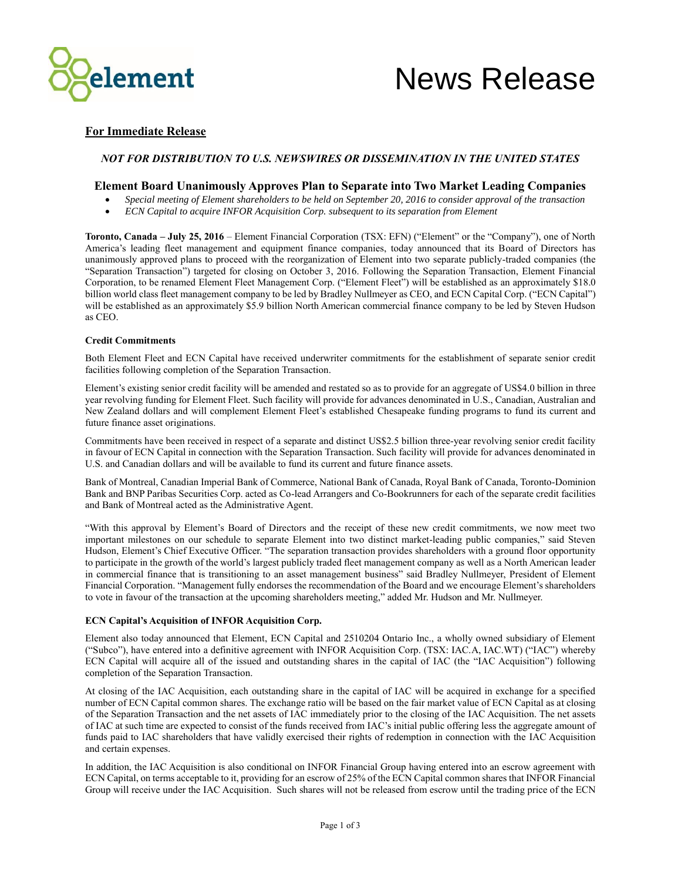# News Release

**For Immediate Release**

*NOT FOR DISTRIBUTION TO U.S. NEWSWIRES OR DISSEMINATION IN THE UNITED STATES*

## Element Board Unanimously Approves Plan to Separate into Two Market Leading Companies

- *Special meeting of Element shareholders to be held on September 20, 2016 to consider approval of the transaction*
- *ECN Capital to acquire INFOR Acquisition Corp. subsequent to its separation from Element*

**Toronto, Canada – July 25, 2016** – Element Financial Corporation (TSX: EFN) ("Element" or the "Company"), one of North America's leading fleet management and equipment finance companies, today announced that its Board of Directors has unanimously approved plans to proceed with the reorganization of Element into two separate publicly-traded companies (the "Separation Transaction") targeted for closing on October 3, 2016. Following the Separation Transaction, Element Financial Corporation, to be renamed Element Fleet Management Corp. ("Element Fleet") will be established as an approximately $18.0 billion world class fleet management company to be led by Bradley Nullmeyer as CEO, and ECN Capital Corp. ("ECN Capital") will be established as an approximately $5.9 billion North American commercial finance company to be led by Steven Hudson as CEO.

**Credit Commitments**

Both Element Fleet and ECN Capital have received underwriter commitments for the establishment of separate senior credit facilities following completion of the Separation Transaction.

Element's existing senior credit facility will be amended and restated so as to provide for an aggregate of US$4.0 billion in three year revolving funding for Element Fleet. Such facility will provide for advances denominated in U.S., Canadian, Australian and New Zealand dollars and will complement Element Fleet's established Chesapeake funding programs to fund its current and future finance asset originations.

Commitments have been received in respect of a separate and distinct US$2.5 billion three-year revolving senior credit facility in favour of ECN Capital in connection with the Separation Transaction. Such facility will provide for advances denominated in U.S. and Canadian dollars and will be available to fund its current and future finance assets.

Bank of Montreal, Canadian Imperial Bank of Commerce, National Bank of Canada, Royal Bank of Canada, Toronto-Dominion Bank and BNP Paribas Securities Corp. acted as Co-lead Arrangers and Co-Bookrunners for each of the separate credit facilities and Bank of Montreal acted as the Administrative Agent.

"With this approval by Element's Board of Directors and the receipt of these new credit commitments, we now meet two important milestones on our schedule to separate Element into two distinct market-leading public companies," said Steven Hudson, Element's Chief Executive Officer. "The separation transaction provides shareholders with a ground floor opportunity to participate in the growth of the world's largest publicly traded fleet management company as well as a North American leader in commercial finance that is transitioning to an asset management business" said Bradley Nullmeyer, President of Element Financial Corporation. "Management fully endorses the recommendation of the Board and we encourage Element's shareholders to vote in favour of the transaction at the upcoming shareholders meeting," added Mr. Hudson and Mr. Nullmeyer.

**ECN Capital's Acquisition of INFOR Acquisition Corp.**

Element also today announced that Element, ECN Capital and 2510204 Ontario Inc., a wholly owned subsidiary of Element ("Subco"), have entered into a definitive agreement with INFOR Acquisition Corp. (TSX: IAC.A, IAC.WT) ("IAC") whereby ECN Capital will acquire all of the issued and outstanding shares in the capital of IAC (the "IAC Acquisition") following completion of the Separation Transaction.

At closing of the IAC Acquisition, each outstanding share in the capital of IAC will be acquired in exchange for a specified number of ECN Capital common shares. The exchange ratio will be based on the fair market value of ECN Capital as at closing of the Separation Transaction and the net assets of IAC immediately prior to the closing of the IAC Acquisition. The net assets of IAC at such time are expected to consist of the funds received from IAC's initial public offering less the aggregate amount of funds paid to IAC shareholders that have validly exercised their rights of redemption in connection with the IAC Acquisition and certain expenses.

In addition, the IAC Acquisition is also conditional on INFOR Financial Group having entered into an escrow agreement with ECN Capital, on terms acceptable to it, providing for an escrow of 25% of the ECN Capital common shares that INFOR Financial Group will receive under the IAC Acquisition. Such shares will not be released from escrow until the trading price of the ECN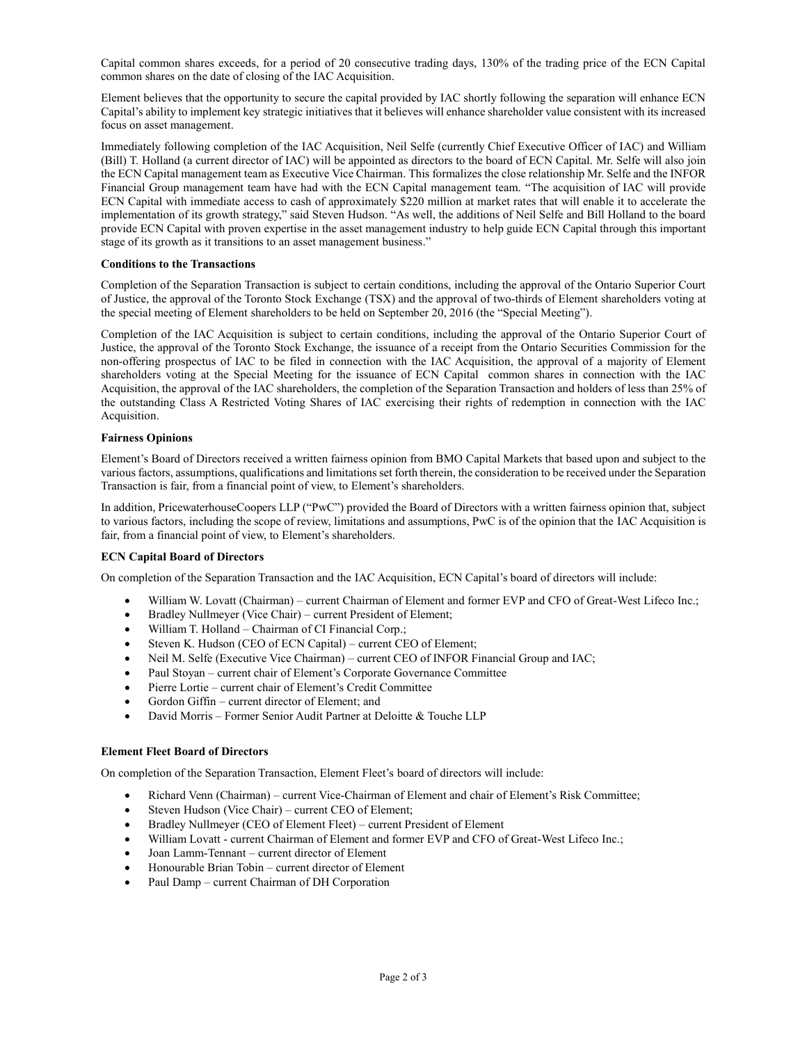Capital common shares exceeds, for a period of 20 consecutive trading days, 130% of the trading price of the ECN Capital common shares on the date of closing of the IAC Acquisition.

Element believes that the opportunity to secure the capital provided by IAC shortly following the separation will enhance ECN Capital's ability to implement key strategic initiatives that it believes will enhance shareholder value consistent with its increased focus on asset management.

Immediately following completion of the IAC Acquisition, Neil Selfe (currently Chief Executive Officer of IAC) and William (Bill) T. Holland (a current director of IAC) will be appointed as directors to the board of ECN Capital. Mr. Selfe will also join the ECN Capital management team as Executive Vice Chairman. This formalizes the close relationship Mr. Selfe and the INFOR Financial Group management team have had with the ECN Capital management team. "The acquisition of IAC will provide ECN Capital with immediate access to cash of approximately $220 million at market rates that will enable it to accelerate the implementation of its growth strategy," said Steven Hudson. "As well, the additions of Neil Selfe and Bill Holland to the board provide ECN Capital with proven expertise in the asset management industry to help guide ECN Capital through this important stage of its growth as it transitions to an asset management business."

**Conditions to the Transactions**

Completion of the Separation Transaction is subject to certain conditions, including the approval of the Ontario Superior Court of Justice, the approval of the Toronto Stock Exchange (TSX) and the approval of two-thirds of Element shareholders voting at the special meeting of Element shareholders to be held on September 20, 2016 (the "Special Meeting").

Completion of the IAC Acquisition is subject to certain conditions, including the approval of the Ontario Superior Court of Justice, the approval of the Toronto Stock Exchange, the issuance of a receipt from the Ontario Securities Commission for the non-offering prospectus of IAC to be filed in connection with the IAC Acquisition, the approval of a majority of Element shareholders voting at the Special Meeting for the issuance of ECN Capital common shares in connection with the IAC Acquisition, the approval of the IAC shareholders, the completion of the Separation Transaction and holders of less than 25% of the outstanding Class A Restricted Voting Shares of IAC exercising their rights of redemption in connection with the IAC Acquisition.

**Fairness Opinions**

Element's Board of Directors received a written fairness opinion from BMO Capital Markets that based upon and subject to the various factors, assumptions, qualifications and limitations set forth therein, the consideration to be received under the Separation Transaction is fair, from a financial point of view, to Element's shareholders.

In addition, PricewaterhouseCoopers LLP ("PwC") provided the Board of Directors with a written fairness opinion that, subject to various factors, including the scope of review, limitations and assumptions, PwC is of the opinion that the IAC Acquisition is fair, from a financial point of view, to Element's shareholders.

**ECN Capital Board of Directors**

On completion of the Separation Transaction and the IAC Acquisition, ECN Capital's board of directors will include:

- William W. Lovatt (Chairman) – current Chairman of Element and former EVP and CFO of Great-West Lifeco Inc.;
- Bradley Nullmeyer (Vice Chair) – current President of Element;
- William T. Holland – Chairman of CI Financial Corp.;
- Steven K. Hudson (CEO of ECN Capital) – current CEO of Element;
- Neil M. Selfe (Executive Vice Chairman) – current CEO of INFOR Financial Group and IAC;
- Paul Stoyan – current chair of Element's Corporate Governance Committee
- Pierre Lortie – current chair of Element's Credit Committee
- Gordon Giffin – current director of Element; and
- David Morris – Former Senior Audit Partner at Deloitte & Touche LLP

**Element Fleet Board of Directors**

On completion of the Separation Transaction, Element Fleet's board of directors will include:

- Richard Venn (Chairman) – current Vice-Chairman of Element and chair of Element's Risk Committee;
- Steven Hudson (Vice Chair) – current CEO of Element;
- Bradley Nullmeyer (CEO of Element Fleet) – current President of Element
- William Lovatt - current Chairman of Element and former EVP and CFO of Great-West Lifeco Inc.;
- Joan Lamm-Tennant – current director of Element
- Honourable Brian Tobin – current director of Element
- Paul Damp – current Chairman of DH Corporation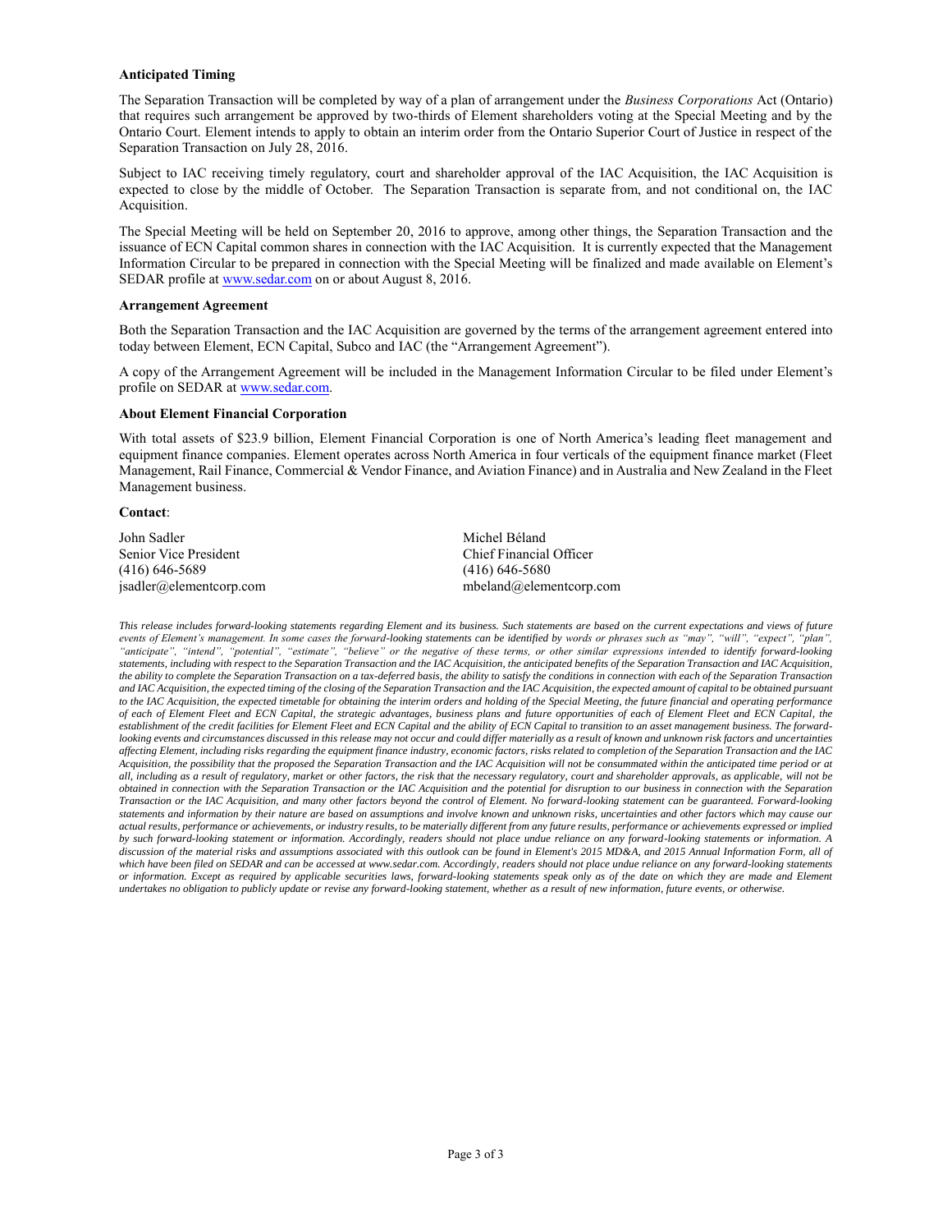**Anticipated Timing**

The Separation Transaction will be completed by way of a plan of arrangement under the *Business Corporations* Act (Ontario) that requires such arrangement be approved by two-thirds of Element shareholders voting at the Special Meeting and by the Ontario Court. Element intends to apply to obtain an interim order from the Ontario Superior Court of Justice in respect of the Separation Transaction on July 28, 2016.

Subject to IAC receiving timely regulatory, court and shareholder approval of the IAC Acquisition, the IAC Acquisition is expected to close by the middle of October. The Separation Transaction is separate from, and not conditional on, the IAC Acquisition.

The Special Meeting will be held on September 20, 2016 to approve, among other things, the Separation Transaction and the issuance of ECN Capital common shares in connection with the IAC Acquisition. It is currently expected that the Management Information Circular to be prepared in connection with the Special Meeting will be finalized and made available on Element's SEDAR profile at www.sedar.com on or about August 8, 2016.

**Arrangement Agreement**

Both the Separation Transaction and the IAC Acquisition are governed by the terms of the arrangement agreement entered into today between Element, ECN Capital, Subco and IAC (the "Arrangement Agreement").

A copy of the Arrangement Agreement will be included in the Management Information Circular to be filed under Element's profile on SEDAR at www.sedar.com.

**About Element Financial Corporation**

With total assets of $23.9 billion, Element Financial Corporation is one of North America's leading fleet management and equipment finance companies. Element operates across North America in four verticals of the equipment finance market (Fleet Management, Rail Finance, Commercial & Vendor Finance, and Aviation Finance) and in Australia and New Zealand in the Fleet Management business.

**Contact**:

John Sadler
Senior Vice President
(416) 646-5689
jsadler@elementcorp.com

Michel Béland
Chief Financial Officer
(416) 646-5680
mbeland@elementcorp.com

*This release includes forward-looking statements regarding Element and its business. Such statements are based on the current expectations and views of future events of Element's management. In some cases the forward-looking statements can be identified by words or phrases such as "may", "will", "expect", "plan", "anticipate", "intend", "potential", "estimate", "believe" or the negative of these terms, or other similar expressions intended to identify forward-looking statements, including with respect to the Separation Transaction and the IAC Acquisition, the anticipated benefits of the Separation Transaction and IAC Acquisition, the ability to complete the Separation Transaction on a tax-deferred basis, the ability to satisfy the conditions in connection with each of the Separation Transaction and IAC Acquisition, the expected timing of the closing of the Separation Transaction and the IAC Acquisition, the expected amount of capital to be obtained pursuant to the IAC Acquisition, the expected timetable for obtaining the interim orders and holding of the Special Meeting, the future financial and operating performance of each of Element Fleet and ECN Capital, the strategic advantages, business plans and future opportunities of each of Element Fleet and ECN Capital, the establishment of the credit facilities for Element Fleet and ECN Capital and the ability of ECN Capital to transition to an asset management business. The forward-looking events and circumstances discussed in this release may not occur and could differ materially as a result of known and unknown risk factors and uncertainties affecting Element, including risks regarding the equipment finance industry, economic factors, risks related to completion of the Separation Transaction and the IAC Acquisition, the possibility that the proposed the Separation Transaction and the IAC Acquisition will not be consummated within the anticipated time period or at all, including as a result of regulatory, market or other factors, the risk that the necessary regulatory, court and shareholder approvals, as applicable, will not be obtained in connection with the Separation Transaction or the IAC Acquisition and the potential for disruption to our business in connection with the Separation Transaction or the IAC Acquisition, and many other factors beyond the control of Element. No forward-looking statement can be guaranteed. Forward-looking statements and information by their nature are based on assumptions and involve known and unknown risks, uncertainties and other factors which may cause our actual results, performance or achievements, or industry results, to be materially different from any future results, performance or achievements expressed or implied by such forward-looking statement or information. Accordingly, readers should not place undue reliance on any forward-looking statements or information. A discussion of the material risks and assumptions associated with this outlook can be found in Element's 2015 MD&A, and 2015 Annual Information Form, all of which have been filed on SEDAR and can be accessed at www.sedar.com. Accordingly, readers should not place undue reliance on any forward-looking statements or information. Except as required by applicable securities laws, forward-looking statements speak only as of the date on which they are made and Element undertakes no obligation to publicly update or revise any forward-looking statement, whether as a result of new information, future events, or otherwise.*